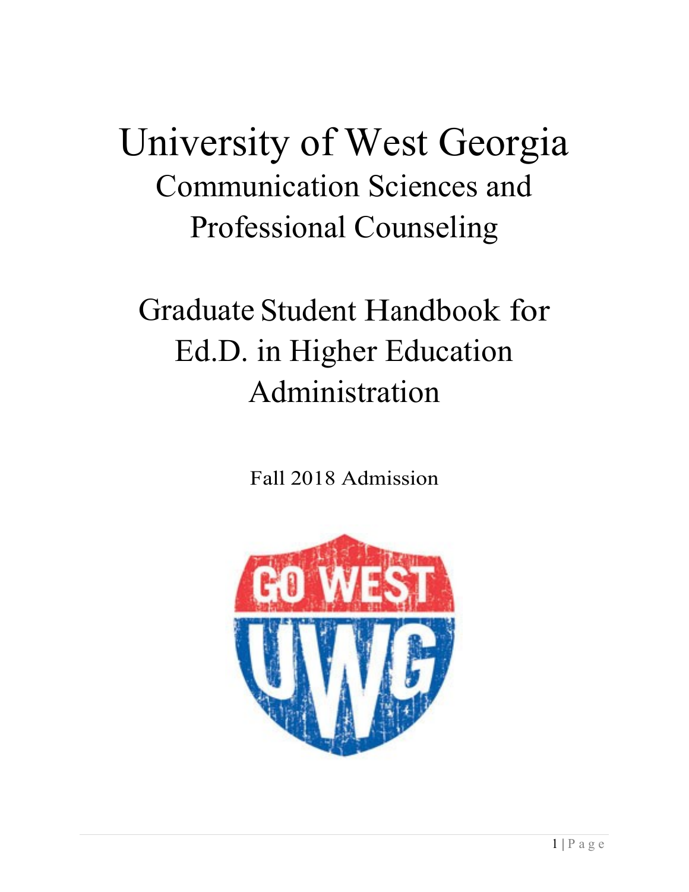# University of West Georgia

## Communication Sciences and Professional Counseling

# Graduate Student Handbook for Ed.D. in Higher Education Administration

Fall 2018 Admission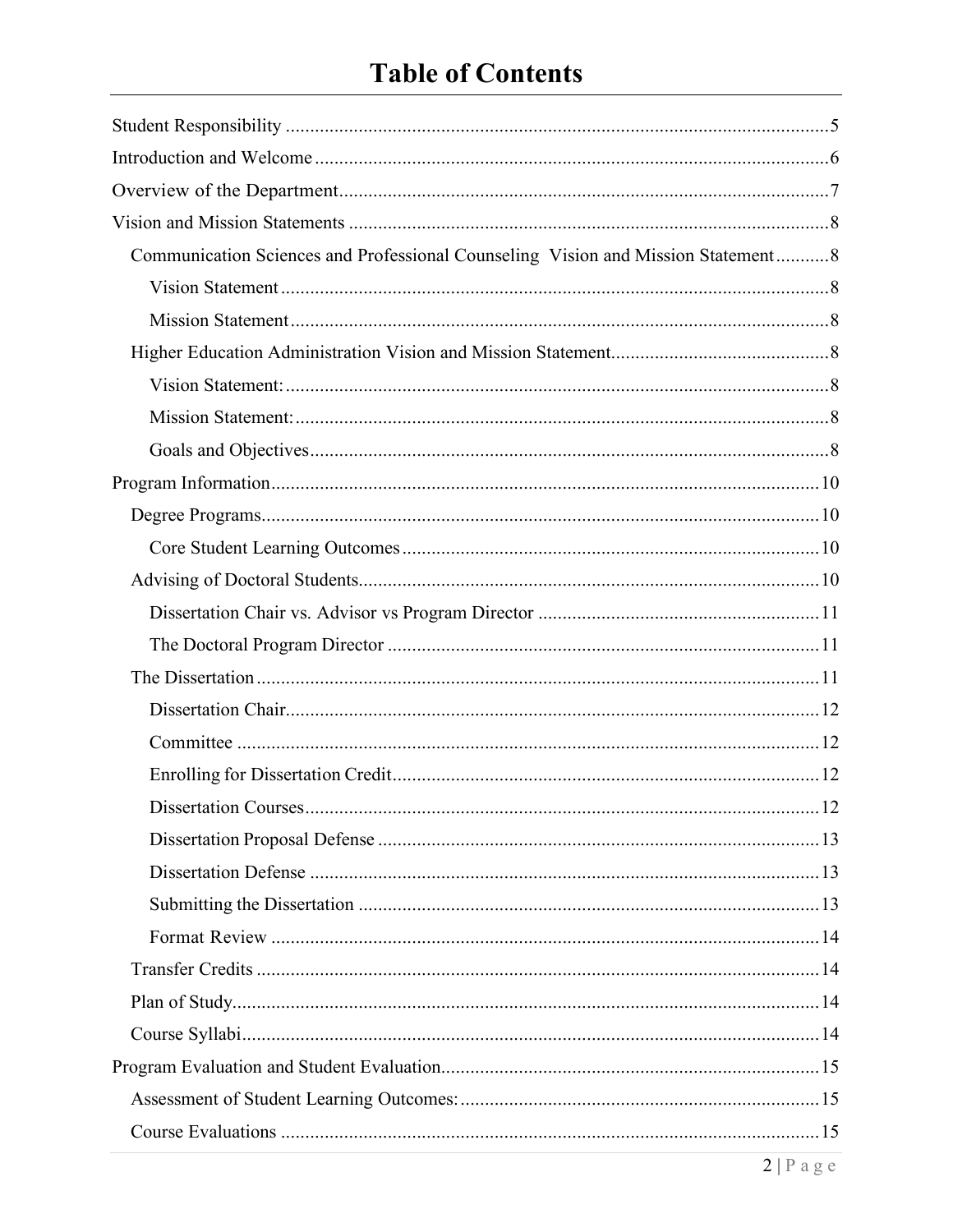# Table of Contents

- Student Responsibility ........ 5
- Introduction and Welcome ........ 6
- Overview of the Department ........ 7
- Vision and Mission Statements ........ 8
  - Communication Sciences and Professional Counseling  Vision and Mission Statement ........ 8
    - Vision Statement ........ 8
    - Mission Statement ........ 8
  - Higher Education Administration Vision and Mission Statement ........ 8
    - Vision Statement: ........ 8
    - Mission Statement: ........ 8
    - Goals and Objectives ........ 8
- Program Information ........ 10
  - Degree Programs ........ 10
    - Core Student Learning Outcomes ........ 10
  - Advising of Doctoral Students ........ 10
    - Dissertation Chair vs. Advisor vs Program Director ........ 11
    - The Doctoral Program Director ........ 11
  - The Dissertation ........ 11
    - Dissertation Chair ........ 12
    - Committee ........ 12
    - Enrolling for Dissertation Credit ........ 12
    - Dissertation Courses ........ 12
    - Dissertation Proposal Defense ........ 13
    - Dissertation Defense ........ 13
    - Submitting the Dissertation ........ 13
    - Format Review ........ 14
  - Transfer Credits ........ 14
  - Plan of Study ........ 14
  - Course Syllabi ........ 14
- Program Evaluation and Student Evaluation ........ 15
  - Assessment of Student Learning Outcomes: ........ 15
  - Course Evaluations ........ 15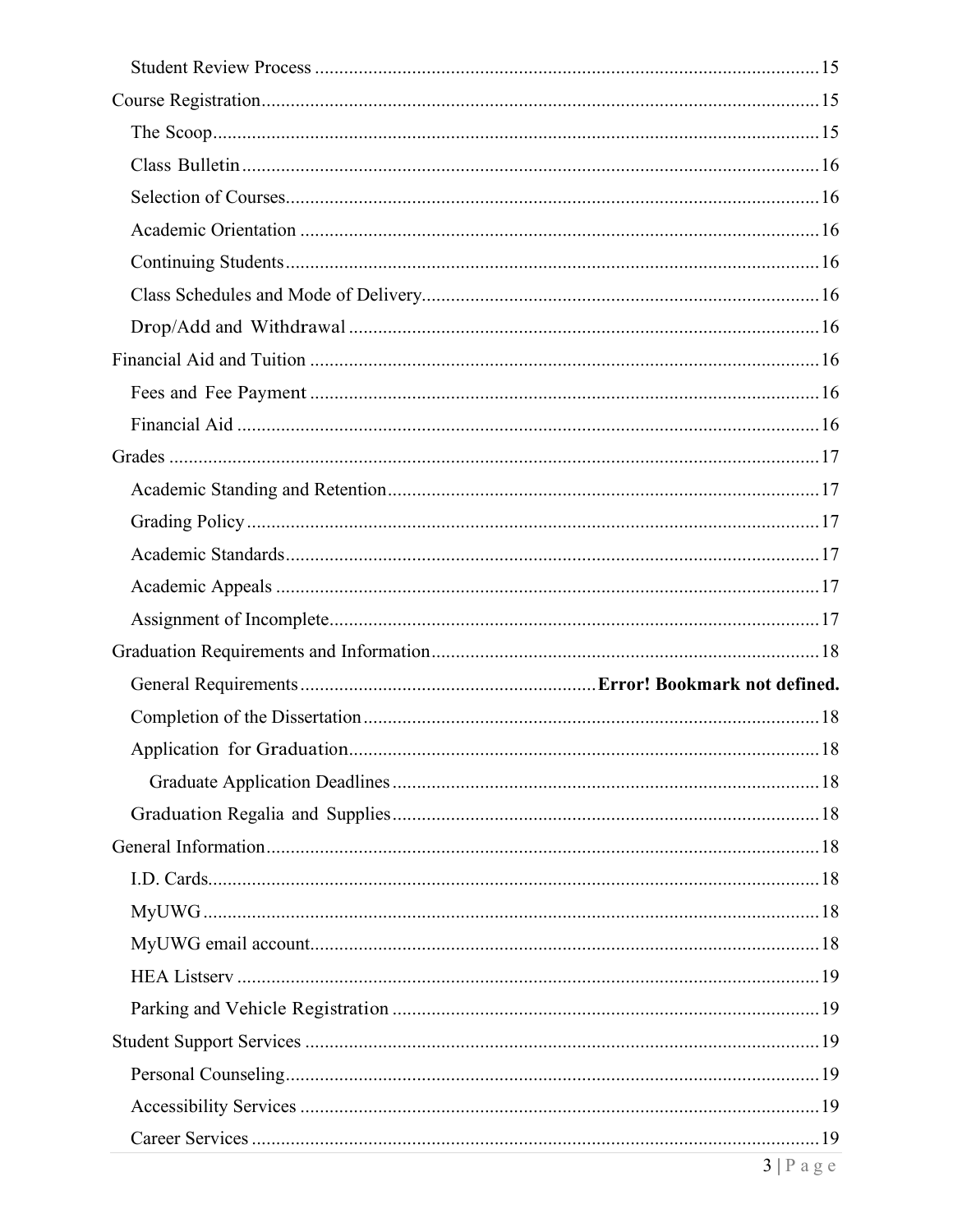- Student Review Process ..... 15
- Course Registration ..... 15
  - The Scoop ..... 15
  - Class Bulletin ..... 16
  - Selection of Courses ..... 16
  - Academic Orientation ..... 16
  - Continuing Students ..... 16
  - Class Schedules and Mode of Delivery ..... 16
  - Drop/Add and Withdrawal ..... 16
- Financial Aid and Tuition ..... 16
  - Fees and Fee Payment ..... 16
  - Financial Aid ..... 16
- Grades ..... 17
  - Academic Standing and Retention ..... 17
  - Grading Policy ..... 17
  - Academic Standards ..... 17
  - Academic Appeals ..... 17
  - Assignment of Incomplete ..... 17
- Graduation Requirements and Information ..... 18
  - General Requirements ..... **Error! Bookmark not defined.**
  - Completion of the Dissertation ..... 18
  - Application for Graduation ..... 18
    - Graduate Application Deadlines ..... 18
  - Graduation Regalia and Supplies ..... 18
- General Information ..... 18
  - I.D. Cards ..... 18
  - MyUWG ..... 18
  - MyUWG email account ..... 18
  - HEA Listserv ..... 19
  - Parking and Vehicle Registration ..... 19
- Student Support Services ..... 19
  - Personal Counseling ..... 19
  - Accessibility Services ..... 19
  - Career Services ..... 19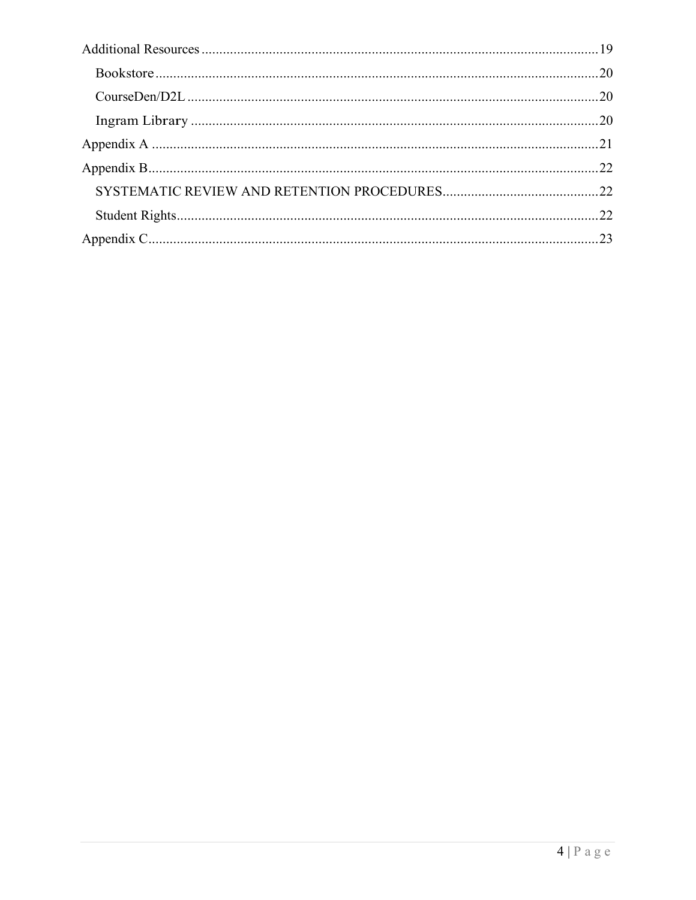Additional Resources ........................................................................................................19

- Bookstore ........................................................................................................20
- CourseDen/D2L ........................................................................................................20
- Ingram Library ........................................................................................................20

Appendix A ........................................................................................................21

Appendix B ........................................................................................................22

- SYSTEMATIC REVIEW AND RETENTION PROCEDURES ........................................22
- Student Rights ........................................................................................................22

Appendix C ........................................................................................................23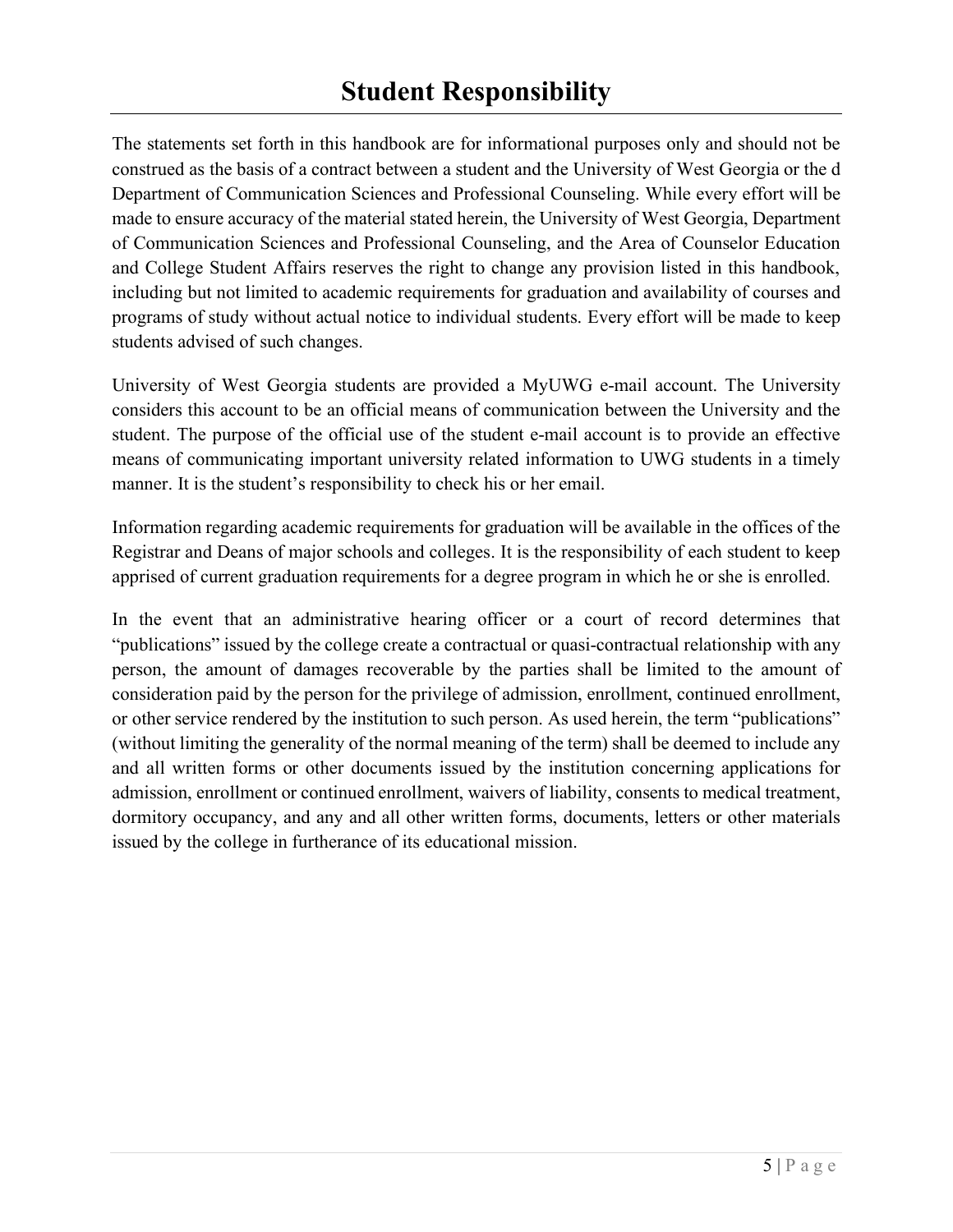# Student Responsibility

The statements set forth in this handbook are for informational purposes only and should not be construed as the basis of a contract between a student and the University of West Georgia or the d Department of Communication Sciences and Professional Counseling. While every effort will be made to ensure accuracy of the material stated herein, the University of West Georgia, Department of Communication Sciences and Professional Counseling, and the Area of Counselor Education and College Student Affairs reserves the right to change any provision listed in this handbook, including but not limited to academic requirements for graduation and availability of courses and programs of study without actual notice to individual students. Every effort will be made to keep students advised of such changes.

University of West Georgia students are provided a MyUWG e-mail account. The University considers this account to be an official means of communication between the University and the student. The purpose of the official use of the student e-mail account is to provide an effective means of communicating important university related information to UWG students in a timely manner. It is the student's responsibility to check his or her email.

Information regarding academic requirements for graduation will be available in the offices of the Registrar and Deans of major schools and colleges. It is the responsibility of each student to keep apprised of current graduation requirements for a degree program in which he or she is enrolled.

In the event that an administrative hearing officer or a court of record determines that "publications" issued by the college create a contractual or quasi-contractual relationship with any person, the amount of damages recoverable by the parties shall be limited to the amount of consideration paid by the person for the privilege of admission, enrollment, continued enrollment, or other service rendered by the institution to such person. As used herein, the term "publications" (without limiting the generality of the normal meaning of the term) shall be deemed to include any and all written forms or other documents issued by the institution concerning applications for admission, enrollment or continued enrollment, waivers of liability, consents to medical treatment, dormitory occupancy, and any and all other written forms, documents, letters or other materials issued by the college in furtherance of its educational mission.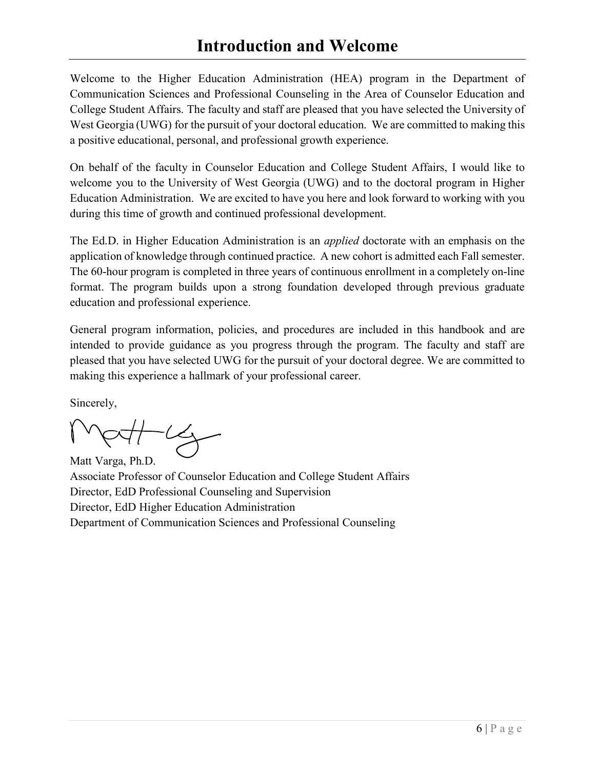# Introduction and Welcome

Welcome to the Higher Education Administration (HEA) program in the Department of Communication Sciences and Professional Counseling in the Area of Counselor Education and College Student Affairs. The faculty and staff are pleased that you have selected the University of West Georgia (UWG) for the pursuit of your doctoral education. We are committed to making this a positive educational, personal, and professional growth experience.

On behalf of the faculty in Counselor Education and College Student Affairs, I would like to welcome you to the University of West Georgia (UWG) and to the doctoral program in Higher Education Administration. We are excited to have you here and look forward to working with you during this time of growth and continued professional development.

The Ed.D. in Higher Education Administration is an *applied* doctorate with an emphasis on the application of knowledge through continued practice. A new cohort is admitted each Fall semester. The 60-hour program is completed in three years of continuous enrollment in a completely on-line format. The program builds upon a strong foundation developed through previous graduate education and professional experience.

General program information, policies, and procedures are included in this handbook and are intended to provide guidance as you progress through the program. The faculty and staff are pleased that you have selected UWG for the pursuit of your doctoral degree. We are committed to making this experience a hallmark of your professional career.

Sincerely,

Matt Varga, Ph.D.
Associate Professor of Counselor Education and College Student Affairs
Director, EdD Professional Counseling and Supervision
Director, EdD Higher Education Administration
Department of Communication Sciences and Professional Counseling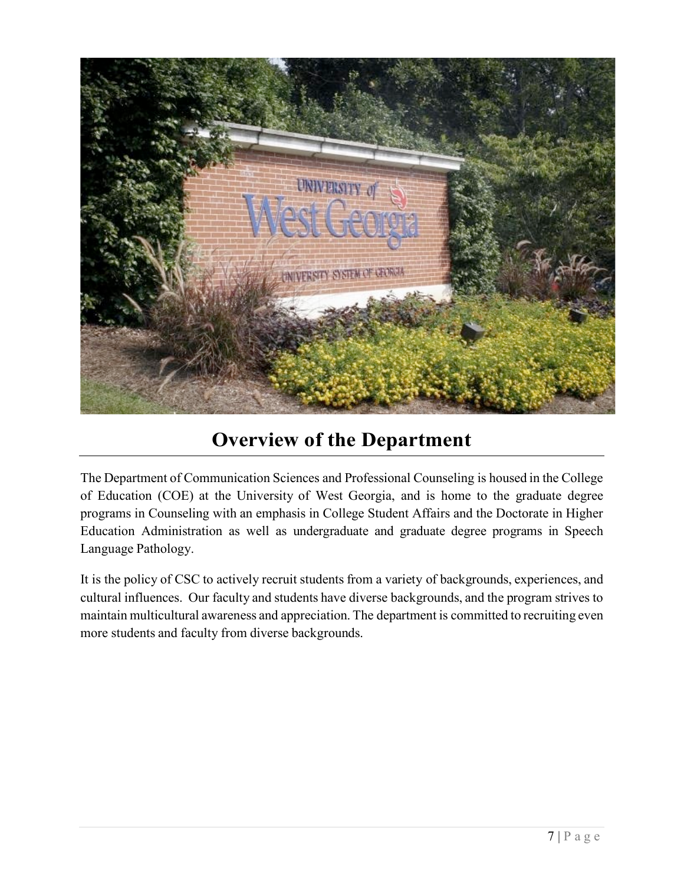# Overview of the Department

The Department of Communication Sciences and Professional Counseling is housed in the College of Education (COE) at the University of West Georgia, and is home to the graduate degree programs in Counseling with an emphasis in College Student Affairs and the Doctorate in Higher Education Administration as well as undergraduate and graduate degree programs in Speech Language Pathology.

It is the policy of CSC to actively recruit students from a variety of backgrounds, experiences, and cultural influences. Our faculty and students have diverse backgrounds, and the program strives to maintain multicultural awareness and appreciation. The department is committed to recruiting even more students and faculty from diverse backgrounds.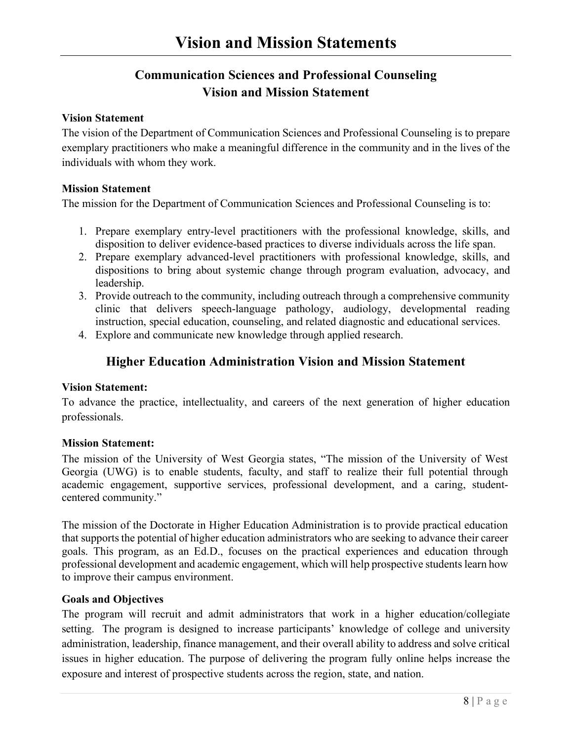# Vision and Mission Statements

## Communication Sciences and Professional Counseling Vision and Mission Statement

**Vision Statement**

The vision of the Department of Communication Sciences and Professional Counseling is to prepare exemplary practitioners who make a meaningful difference in the community and in the lives of the individuals with whom they work.

**Mission Statement**

The mission for the Department of Communication Sciences and Professional Counseling is to:

1. Prepare exemplary entry-level practitioners with the professional knowledge, skills, and disposition to deliver evidence-based practices to diverse individuals across the life span.
2. Prepare exemplary advanced-level practitioners with professional knowledge, skills, and dispositions to bring about systemic change through program evaluation, advocacy, and leadership.
3. Provide outreach to the community, including outreach through a comprehensive community clinic that delivers speech-language pathology, audiology, developmental reading instruction, special education, counseling, and related diagnostic and educational services.
4. Explore and communicate new knowledge through applied research.

## Higher Education Administration Vision and Mission Statement

**Vision Statement:**

To advance the practice, intellectuality, and careers of the next generation of higher education professionals.

**Mission Statement:**

The mission of the University of West Georgia states, "The mission of the University of West Georgia (UWG) is to enable students, faculty, and staff to realize their full potential through academic engagement, supportive services, professional development, and a caring, student-centered community."

The mission of the Doctorate in Higher Education Administration is to provide practical education that supports the potential of higher education administrators who are seeking to advance their career goals. This program, as an Ed.D., focuses on the practical experiences and education through professional development and academic engagement, which will help prospective students learn how to improve their campus environment.

**Goals and Objectives**

The program will recruit and admit administrators that work in a higher education/collegiate setting. The program is designed to increase participants' knowledge of college and university administration, leadership, finance management, and their overall ability to address and solve critical issues in higher education. The purpose of delivering the program fully online helps increase the exposure and interest of prospective students across the region, state, and nation.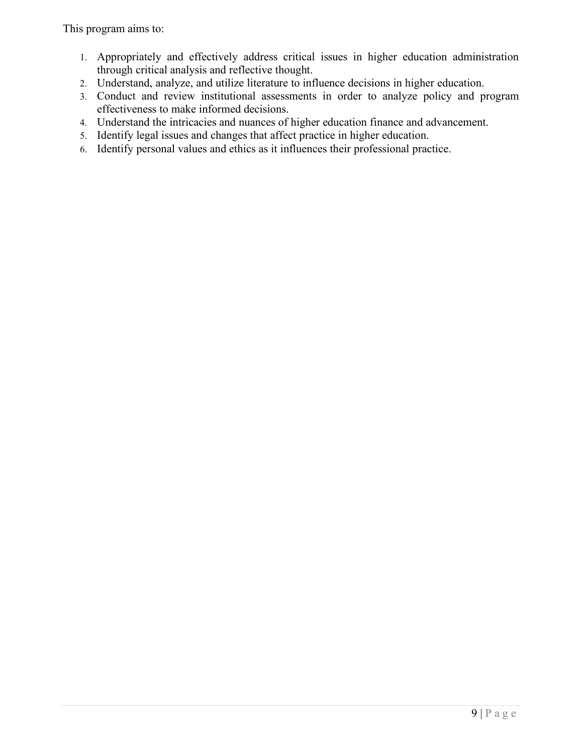This program aims to:

1. Appropriately and effectively address critical issues in higher education administration through critical analysis and reflective thought.
2. Understand, analyze, and utilize literature to influence decisions in higher education.
3. Conduct and review institutional assessments in order to analyze policy and program effectiveness to make informed decisions.
4. Understand the intricacies and nuances of higher education finance and advancement.
5. Identify legal issues and changes that affect practice in higher education.
6. Identify personal values and ethics as it influences their professional practice.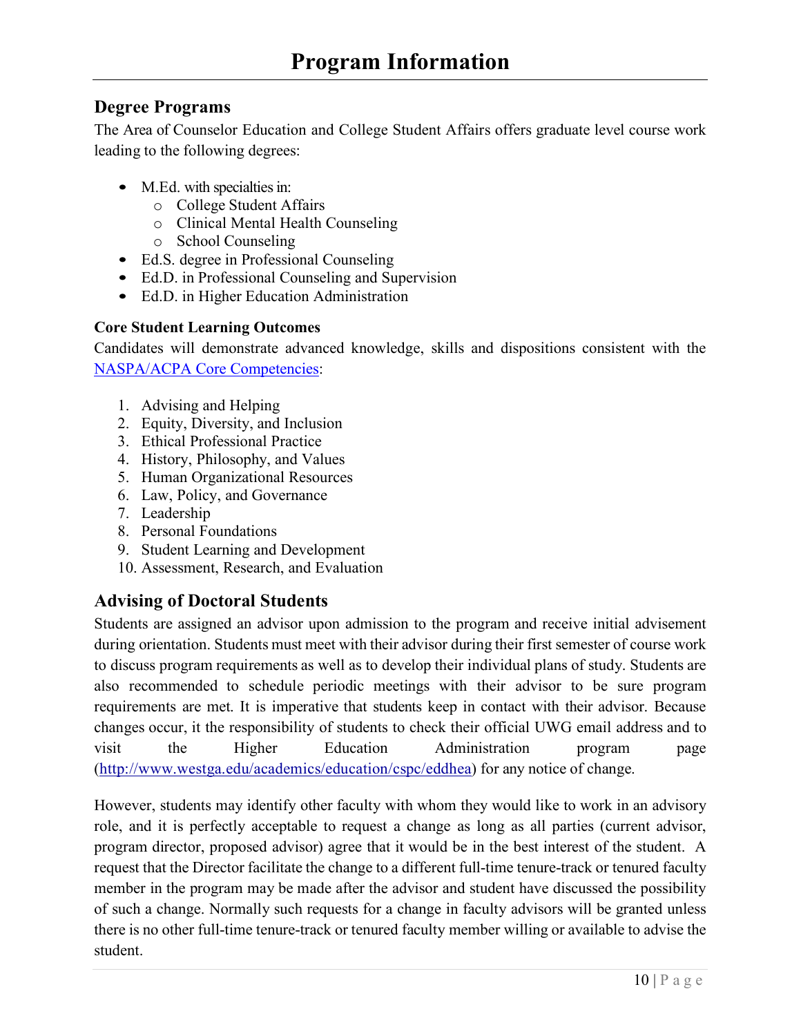# Program Information

## Degree Programs

The Area of Counselor Education and College Student Affairs offers graduate level course work leading to the following degrees:

- M.Ed. with specialties in:
    - College Student Affairs
    - Clinical Mental Health Counseling
    - School Counseling
- Ed.S. degree in Professional Counseling
- Ed.D. in Professional Counseling and Supervision
- Ed.D. in Higher Education Administration

### Core Student Learning Outcomes

Candidates will demonstrate advanced knowledge, skills and dispositions consistent with the [NASPA/ACPA Core Competencies](NASPA/ACPA Core Competencies):

1. Advising and Helping
2. Equity, Diversity, and Inclusion
3. Ethical Professional Practice
4. History, Philosophy, and Values
5. Human Organizational Resources
6. Law, Policy, and Governance
7. Leadership
8. Personal Foundations
9. Student Learning and Development
10. Assessment, Research, and Evaluation

## Advising of Doctoral Students

Students are assigned an advisor upon admission to the program and receive initial advisement during orientation. Students must meet with their advisor during their first semester of course work to discuss program requirements as well as to develop their individual plans of study. Students are also recommended to schedule periodic meetings with their advisor to be sure program requirements are met. It is imperative that students keep in contact with their advisor. Because changes occur, it the responsibility of students to check their official UWG email address and to visit the Higher Education Administration program page (http://www.westga.edu/academics/education/cspc/eddhea) for any notice of change.

However, students may identify other faculty with whom they would like to work in an advisory role, and it is perfectly acceptable to request a change as long as all parties (current advisor, program director, proposed advisor) agree that it would be in the best interest of the student. A request that the Director facilitate the change to a different full-time tenure-track or tenured faculty member in the program may be made after the advisor and student have discussed the possibility of such a change. Normally such requests for a change in faculty advisors will be granted unless there is no other full-time tenure-track or tenured faculty member willing or available to advise the student.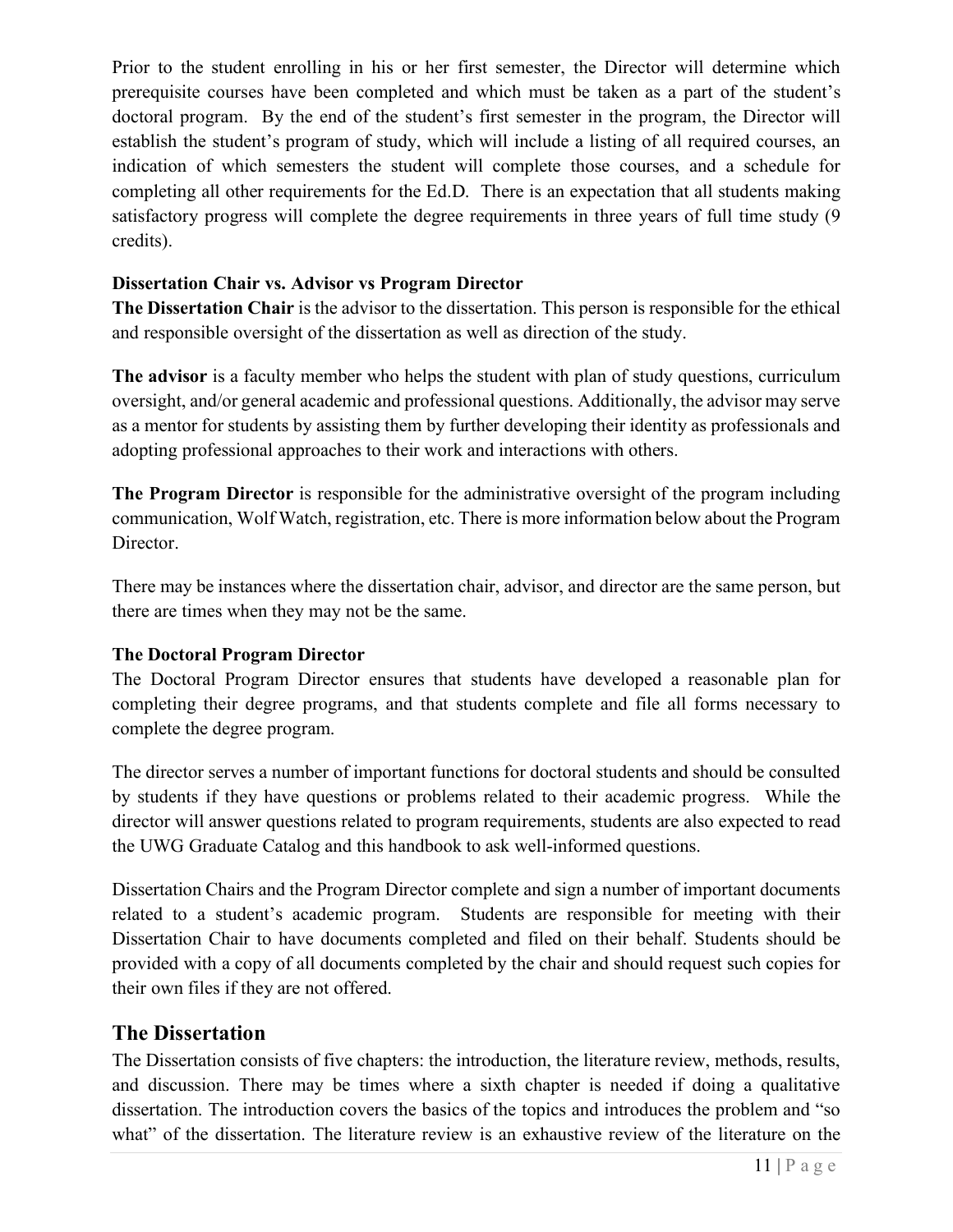Prior to the student enrolling in his or her first semester, the Director will determine which prerequisite courses have been completed and which must be taken as a part of the student's doctoral program. By the end of the student's first semester in the program, the Director will establish the student's program of study, which will include a listing of all required courses, an indication of which semesters the student will complete those courses, and a schedule for completing all other requirements for the Ed.D. There is an expectation that all students making satisfactory progress will complete the degree requirements in three years of full time study (9 credits).

**Dissertation Chair vs. Advisor vs Program Director**

**The Dissertation Chair** is the advisor to the dissertation. This person is responsible for the ethical and responsible oversight of the dissertation as well as direction of the study.

**The advisor** is a faculty member who helps the student with plan of study questions, curriculum oversight, and/or general academic and professional questions. Additionally, the advisor may serve as a mentor for students by assisting them by further developing their identity as professionals and adopting professional approaches to their work and interactions with others.

**The Program Director** is responsible for the administrative oversight of the program including communication, Wolf Watch, registration, etc. There is more information below about the Program Director.

There may be instances where the dissertation chair, advisor, and director are the same person, but there are times when they may not be the same.

**The Doctoral Program Director**

The Doctoral Program Director ensures that students have developed a reasonable plan for completing their degree programs, and that students complete and file all forms necessary to complete the degree program.

The director serves a number of important functions for doctoral students and should be consulted by students if they have questions or problems related to their academic progress. While the director will answer questions related to program requirements, students are also expected to read the UWG Graduate Catalog and this handbook to ask well-informed questions.

Dissertation Chairs and the Program Director complete and sign a number of important documents related to a student's academic program. Students are responsible for meeting with their Dissertation Chair to have documents completed and filed on their behalf. Students should be provided with a copy of all documents completed by the chair and should request such copies for their own files if they are not offered.

## The Dissertation

The Dissertation consists of five chapters: the introduction, the literature review, methods, results, and discussion. There may be times where a sixth chapter is needed if doing a qualitative dissertation. The introduction covers the basics of the topics and introduces the problem and "so what" of the dissertation. The literature review is an exhaustive review of the literature on the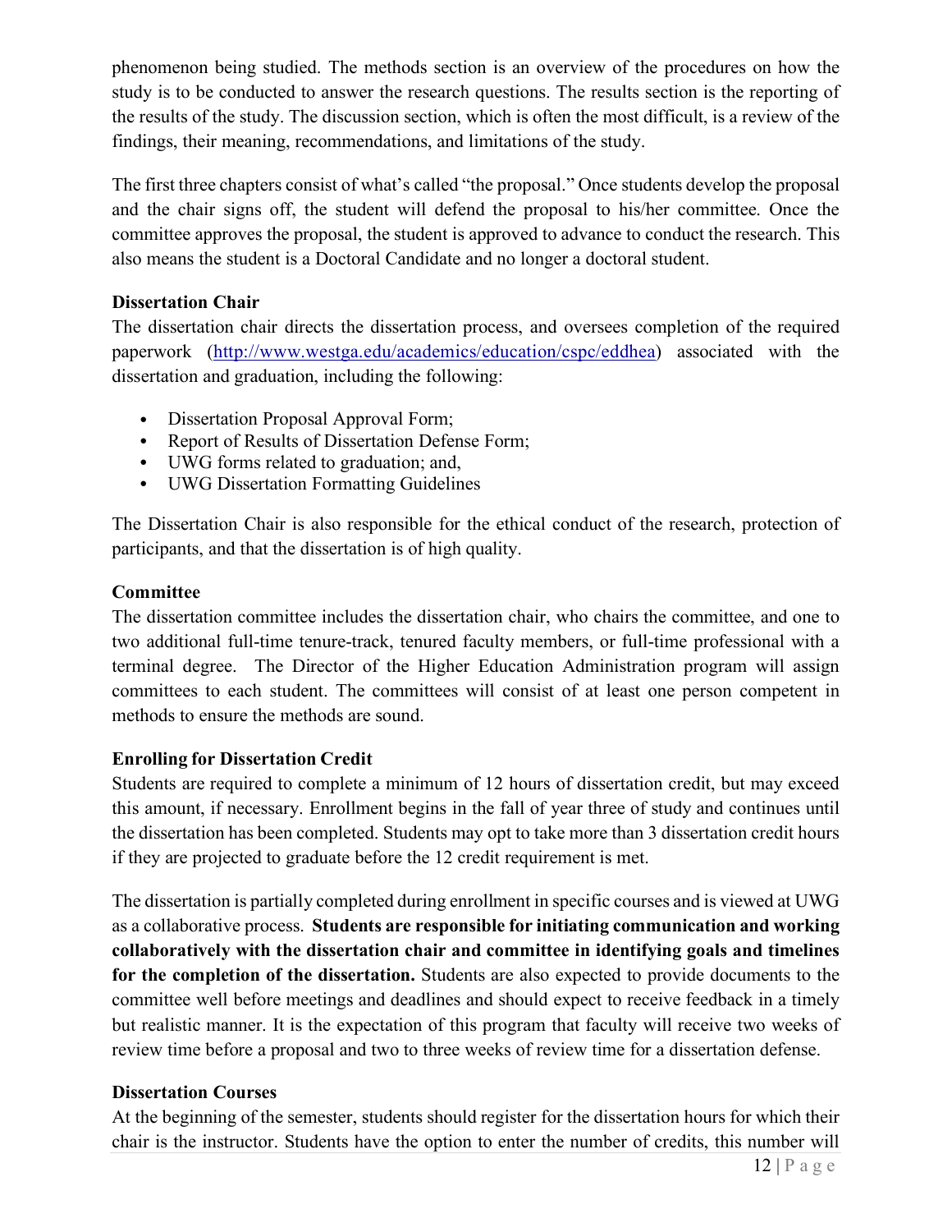phenomenon being studied. The methods section is an overview of the procedures on how the study is to be conducted to answer the research questions. The results section is the reporting of the results of the study. The discussion section, which is often the most difficult, is a review of the findings, their meaning, recommendations, and limitations of the study.

The first three chapters consist of what's called "the proposal." Once students develop the proposal and the chair signs off, the student will defend the proposal to his/her committee. Once the committee approves the proposal, the student is approved to advance to conduct the research. This also means the student is a Doctoral Candidate and no longer a doctoral student.

**Dissertation Chair**

The dissertation chair directs the dissertation process, and oversees completion of the required paperwork (http://www.westga.edu/academics/education/cspc/eddhea) associated with the dissertation and graduation, including the following:

- Dissertation Proposal Approval Form;
- Report of Results of Dissertation Defense Form;
- UWG forms related to graduation; and,
- UWG Dissertation Formatting Guidelines

The Dissertation Chair is also responsible for the ethical conduct of the research, protection of participants, and that the dissertation is of high quality.

**Committee**

The dissertation committee includes the dissertation chair, who chairs the committee, and one to two additional full-time tenure-track, tenured faculty members, or full-time professional with a terminal degree. The Director of the Higher Education Administration program will assign committees to each student. The committees will consist of at least one person competent in methods to ensure the methods are sound.

**Enrolling for Dissertation Credit**

Students are required to complete a minimum of 12 hours of dissertation credit, but may exceed this amount, if necessary. Enrollment begins in the fall of year three of study and continues until the dissertation has been completed. Students may opt to take more than 3 dissertation credit hours if they are projected to graduate before the 12 credit requirement is met.

The dissertation is partially completed during enrollment in specific courses and is viewed at UWG as a collaborative process. **Students are responsible for initiating communication and working collaboratively with the dissertation chair and committee in identifying goals and timelines for the completion of the dissertation.** Students are also expected to provide documents to the committee well before meetings and deadlines and should expect to receive feedback in a timely but realistic manner. It is the expectation of this program that faculty will receive two weeks of review time before a proposal and two to three weeks of review time for a dissertation defense.

**Dissertation Courses**

At the beginning of the semester, students should register for the dissertation hours for which their chair is the instructor. Students have the option to enter the number of credits, this number will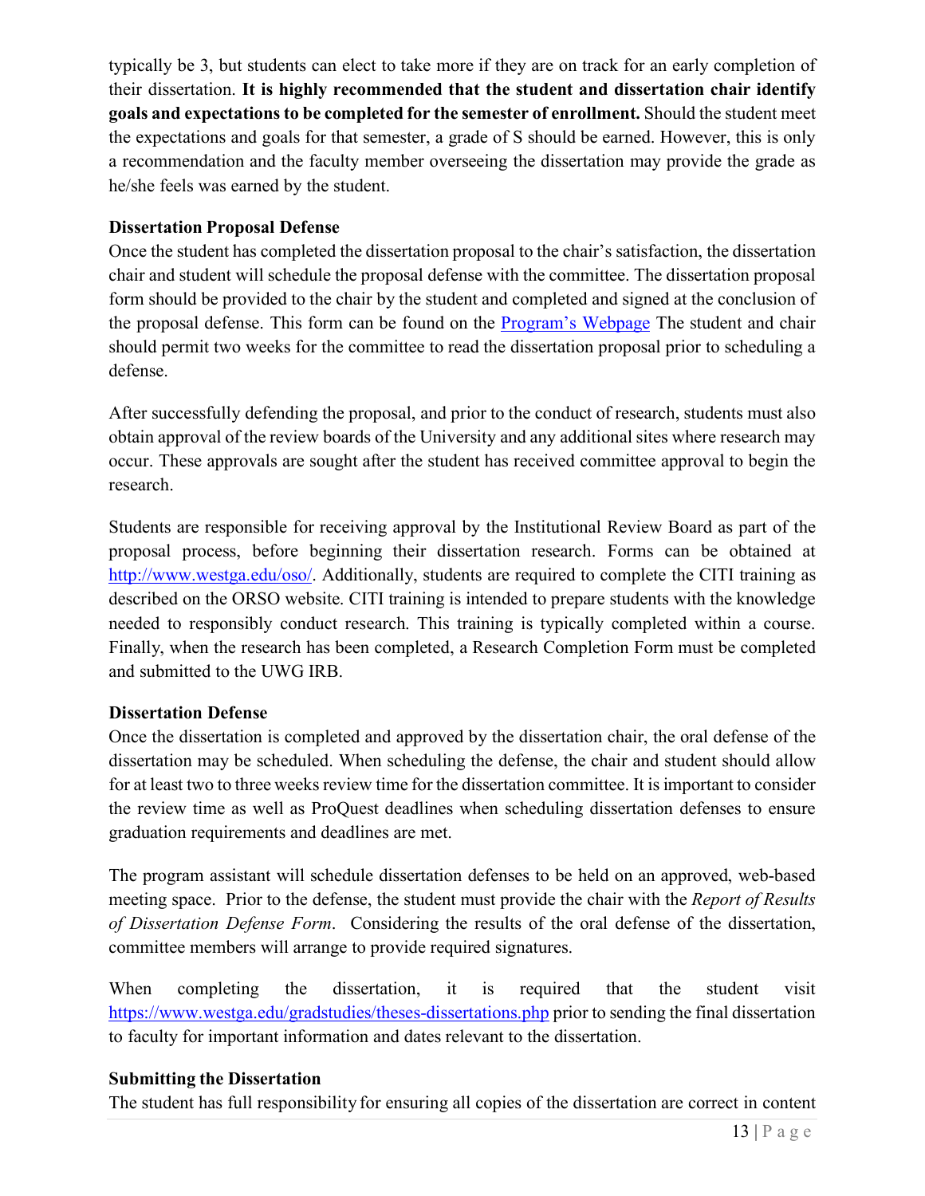typically be 3, but students can elect to take more if they are on track for an early completion of their dissertation. **It is highly recommended that the student and dissertation chair identify goals and expectations to be completed for the semester of enrollment.** Should the student meet the expectations and goals for that semester, a grade of S should be earned. However, this is only a recommendation and the faculty member overseeing the dissertation may provide the grade as he/she feels was earned by the student.

**Dissertation Proposal Defense**

Once the student has completed the dissertation proposal to the chair's satisfaction, the dissertation chair and student will schedule the proposal defense with the committee. The dissertation proposal form should be provided to the chair by the student and completed and signed at the conclusion of the proposal defense. This form can be found on the [Program's Webpage](#) The student and chair should permit two weeks for the committee to read the dissertation proposal prior to scheduling a defense.

After successfully defending the proposal, and prior to the conduct of research, students must also obtain approval of the review boards of the University and any additional sites where research may occur. These approvals are sought after the student has received committee approval to begin the research.

Students are responsible for receiving approval by the Institutional Review Board as part of the proposal process, before beginning their dissertation research. Forms can be obtained at [http://www.westga.edu/oso/](http://www.westga.edu/oso/). Additionally, students are required to complete the CITI training as described on the ORSO website. CITI training is intended to prepare students with the knowledge needed to responsibly conduct research. This training is typically completed within a course. Finally, when the research has been completed, a Research Completion Form must be completed and submitted to the UWG IRB.

**Dissertation Defense**

Once the dissertation is completed and approved by the dissertation chair, the oral defense of the dissertation may be scheduled. When scheduling the defense, the chair and student should allow for at least two to three weeks review time for the dissertation committee. It is important to consider the review time as well as ProQuest deadlines when scheduling dissertation defenses to ensure graduation requirements and deadlines are met.

The program assistant will schedule dissertation defenses to be held on an approved, web-based meeting space. Prior to the defense, the student must provide the chair with the *Report of Results of Dissertation Defense Form*. Considering the results of the oral defense of the dissertation, committee members will arrange to provide required signatures.

When completing the dissertation, it is required that the student visit [https://www.westga.edu/gradstudies/theses-dissertations.php](https://www.westga.edu/gradstudies/theses-dissertations.php) prior to sending the final dissertation to faculty for important information and dates relevant to the dissertation.

**Submitting the Dissertation**

The student has full responsibility for ensuring all copies of the dissertation are correct in content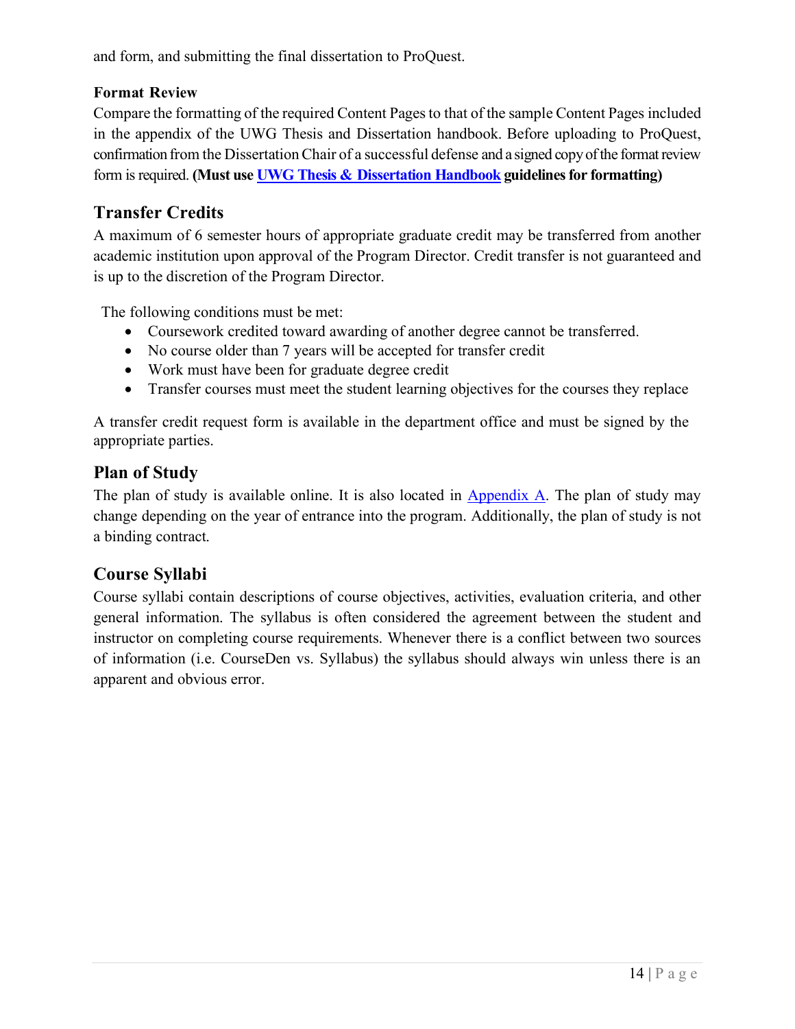and form, and submitting the final dissertation to ProQuest.

### Format Review

Compare the formatting of the required Content Pages to that of the sample Content Pages included in the appendix of the UWG Thesis and Dissertation handbook. Before uploading to ProQuest, confirmation from the Dissertation Chair of a successful defense and a signed copy of the format review form is required. **(Must use UWG Thesis & Dissertation Handbook guidelines for formatting)**

## Transfer Credits

A maximum of 6 semester hours of appropriate graduate credit may be transferred from another academic institution upon approval of the Program Director. Credit transfer is not guaranteed and is up to the discretion of the Program Director.

The following conditions must be met:

- Coursework credited toward awarding of another degree cannot be transferred.
- No course older than 7 years will be accepted for transfer credit
- Work must have been for graduate degree credit
- Transfer courses must meet the student learning objectives for the courses they replace

A transfer credit request form is available in the department office and must be signed by the appropriate parties.

## Plan of Study

The plan of study is available online. It is also located in Appendix A. The plan of study may change depending on the year of entrance into the program. Additionally, the plan of study is not a binding contract.

## Course Syllabi

Course syllabi contain descriptions of course objectives, activities, evaluation criteria, and other general information. The syllabus is often considered the agreement between the student and instructor on completing course requirements. Whenever there is a conflict between two sources of information (i.e. CourseDen vs. Syllabus) the syllabus should always win unless there is an apparent and obvious error.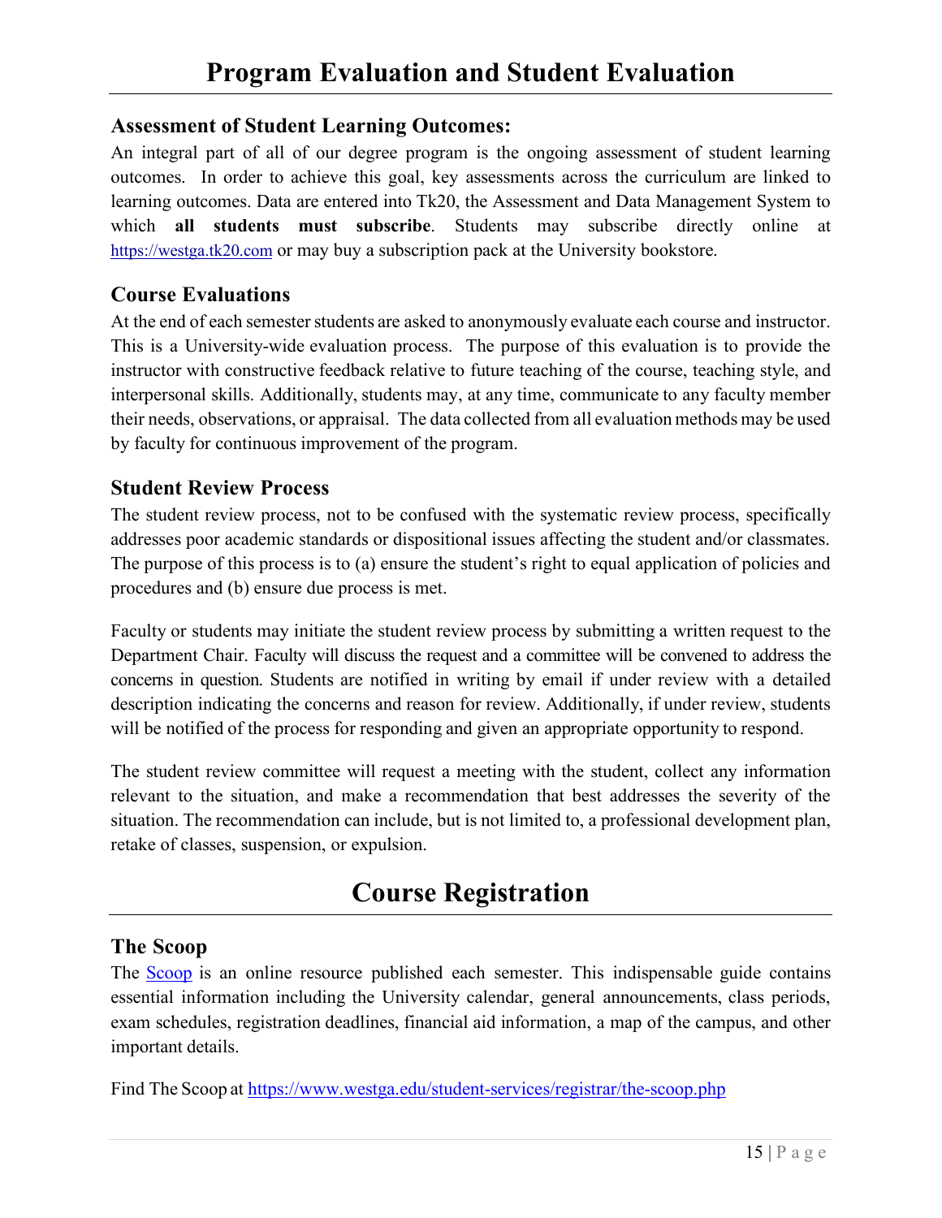# Program Evaluation and Student Evaluation

## Assessment of Student Learning Outcomes:

An integral part of all of our degree program is the ongoing assessment of student learning outcomes. In order to achieve this goal, key assessments across the curriculum are linked to learning outcomes. Data are entered into Tk20, the Assessment and Data Management System to which **all students must subscribe**. Students may subscribe directly online at https://westga.tk20.com or may buy a subscription pack at the University bookstore.

## Course Evaluations

At the end of each semester students are asked to anonymously evaluate each course and instructor. This is a University-wide evaluation process. The purpose of this evaluation is to provide the instructor with constructive feedback relative to future teaching of the course, teaching style, and interpersonal skills. Additionally, students may, at any time, communicate to any faculty member their needs, observations, or appraisal. The data collected from all evaluation methods may be used by faculty for continuous improvement of the program.

## Student Review Process

The student review process, not to be confused with the systematic review process, specifically addresses poor academic standards or dispositional issues affecting the student and/or classmates. The purpose of this process is to (a) ensure the student's right to equal application of policies and procedures and (b) ensure due process is met.

Faculty or students may initiate the student review process by submitting a written request to the Department Chair. Faculty will discuss the request and a committee will be convened to address the concerns in question. Students are notified in writing by email if under review with a detailed description indicating the concerns and reason for review. Additionally, if under review, students will be notified of the process for responding and given an appropriate opportunity to respond.

The student review committee will request a meeting with the student, collect any information relevant to the situation, and make a recommendation that best addresses the severity of the situation. The recommendation can include, but is not limited to, a professional development plan, retake of classes, suspension, or expulsion.

# Course Registration

## The Scoop

The Scoop is an online resource published each semester. This indispensable guide contains essential information including the University calendar, general announcements, class periods, exam schedules, registration deadlines, financial aid information, a map of the campus, and other important details.

Find The Scoop at https://www.westga.edu/student-services/registrar/the-scoop.php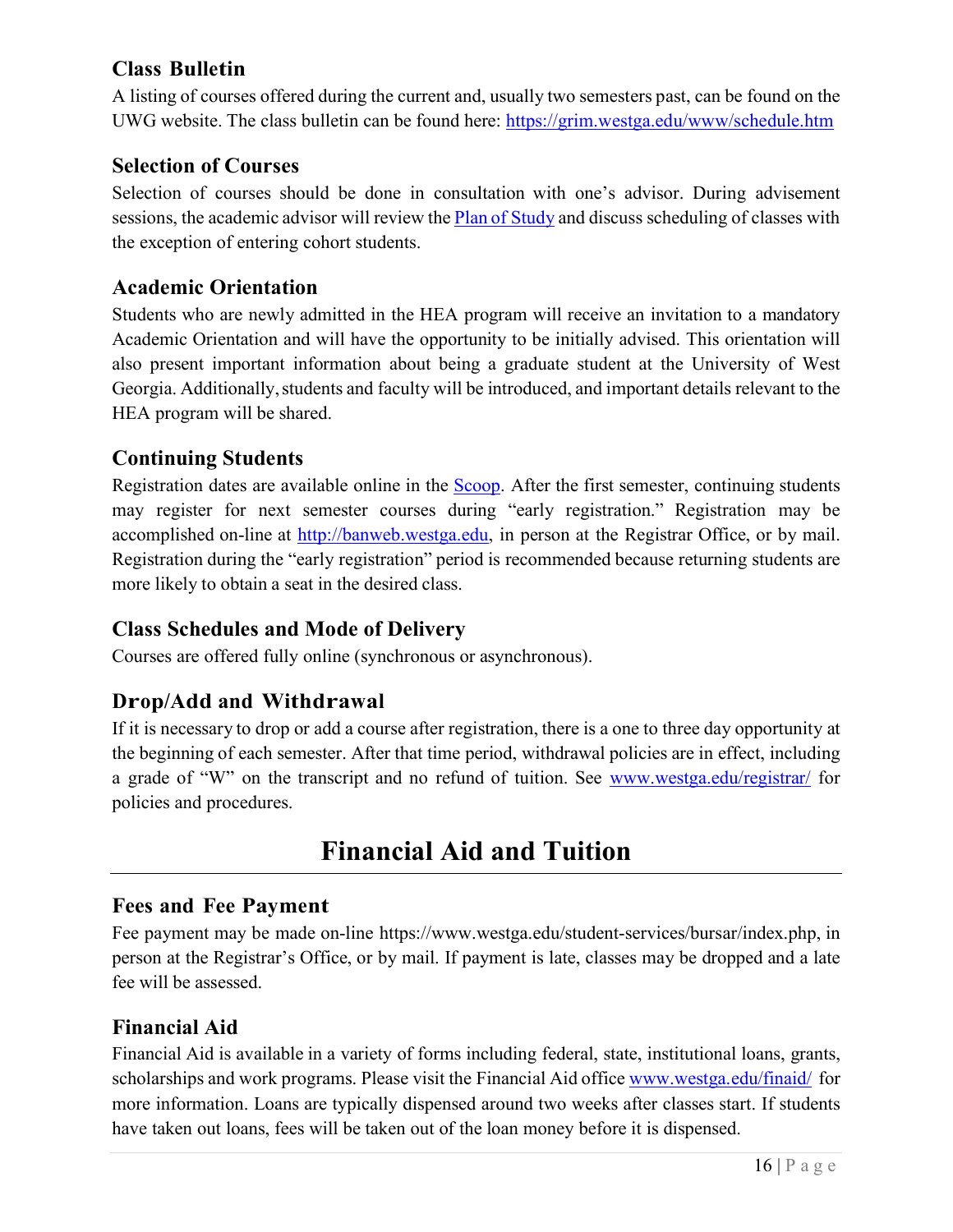### Class Bulletin

A listing of courses offered during the current and, usually two semesters past, can be found on the UWG website. The class bulletin can be found here: [https://grim.westga.edu/www/schedule.htm](https://grim.westga.edu/www/schedule.htm)

### Selection of Courses

Selection of courses should be done in consultation with one's advisor. During advisement sessions, the academic advisor will review the [Plan of Study]() and discuss scheduling of classes with the exception of entering cohort students.

### Academic Orientation

Students who are newly admitted in the HEA program will receive an invitation to a mandatory Academic Orientation and will have the opportunity to be initially advised. This orientation will also present important information about being a graduate student at the University of West Georgia. Additionally, students and faculty will be introduced, and important details relevant to the HEA program will be shared.

### Continuing Students

Registration dates are available online in the [Scoop](). After the first semester, continuing students may register for next semester courses during "early registration." Registration may be accomplished on-line at [http://banweb.westga.edu](http://banweb.westga.edu), in person at the Registrar Office, or by mail. Registration during the "early registration" period is recommended because returning students are more likely to obtain a seat in the desired class.

### Class Schedules and Mode of Delivery

Courses are offered fully online (synchronous or asynchronous).

### Drop/Add and Withdrawal

If it is necessary to drop or add a course after registration, there is a one to three day opportunity at the beginning of each semester. After that time period, withdrawal policies are in effect, including a grade of "W" on the transcript and no refund of tuition. See [www.westga.edu/registrar/](www.westga.edu/registrar/) for policies and procedures.

## Financial Aid and Tuition

### Fees and Fee Payment

Fee payment may be made on-line https://www.westga.edu/student-services/bursar/index.php, in person at the Registrar's Office, or by mail. If payment is late, classes may be dropped and a late fee will be assessed.

### Financial Aid

Financial Aid is available in a variety of forms including federal, state, institutional loans, grants, scholarships and work programs. Please visit the Financial Aid office [www.westga.edu/finaid/](www.westga.edu/finaid/) for more information. Loans are typically dispensed around two weeks after classes start. If students have taken out loans, fees will be taken out of the loan money before it is dispensed.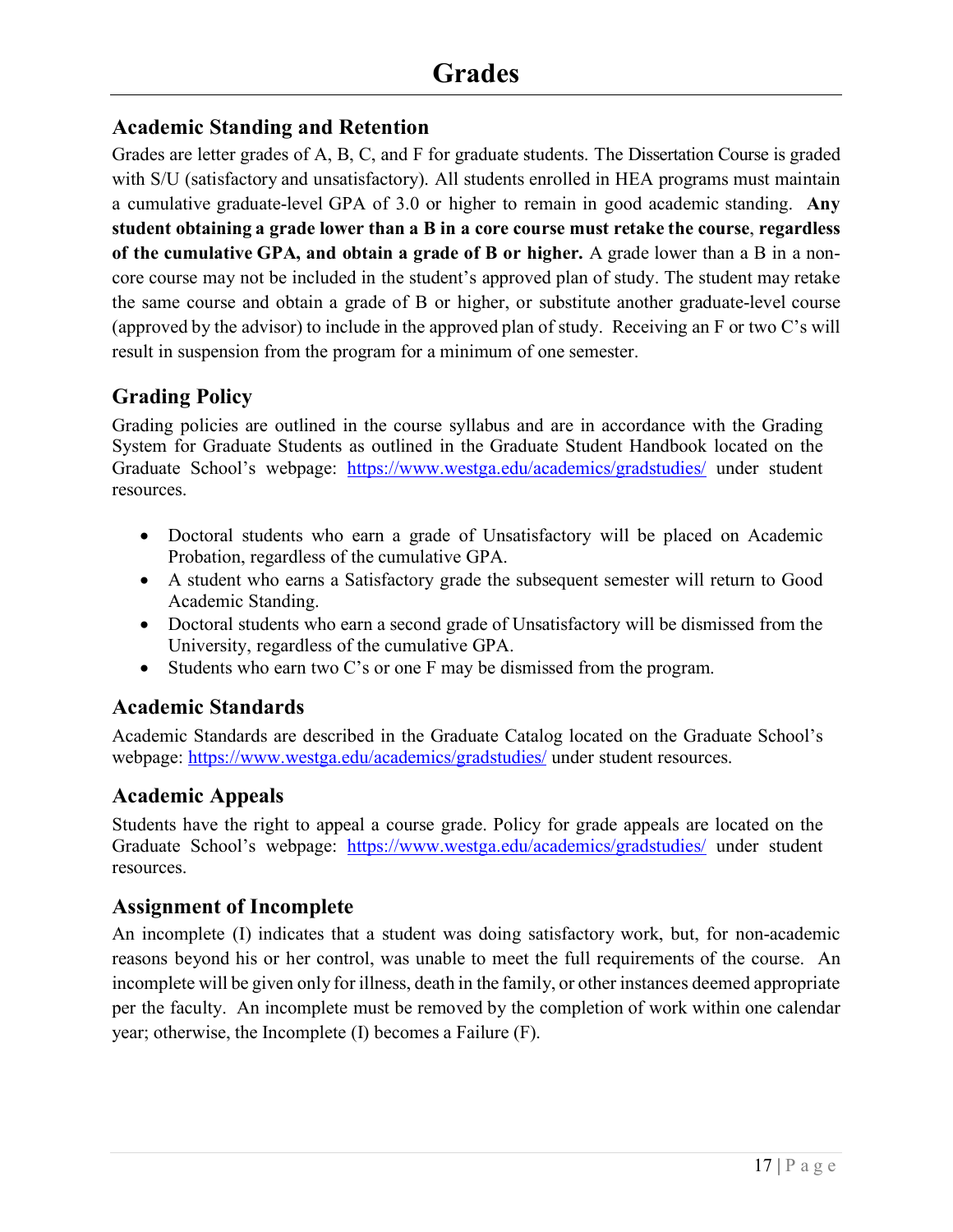# Grades

## Academic Standing and Retention

Grades are letter grades of A, B, C, and F for graduate students. The Dissertation Course is graded with S/U (satisfactory and unsatisfactory). All students enrolled in HEA programs must maintain a cumulative graduate-level GPA of 3.0 or higher to remain in good academic standing. **Any student obtaining a grade lower than a B in a core course must retake the course**, **regardless of the cumulative GPA, and obtain a grade of B or higher.** A grade lower than a B in a non-core course may not be included in the student's approved plan of study. The student may retake the same course and obtain a grade of B or higher, or substitute another graduate-level course (approved by the advisor) to include in the approved plan of study. Receiving an F or two C's will result in suspension from the program for a minimum of one semester.

## Grading Policy

Grading policies are outlined in the course syllabus and are in accordance with the Grading System for Graduate Students as outlined in the Graduate Student Handbook located on the Graduate School's webpage: https://www.westga.edu/academics/gradstudies/ under student resources.

- Doctoral students who earn a grade of Unsatisfactory will be placed on Academic Probation, regardless of the cumulative GPA.
- A student who earns a Satisfactory grade the subsequent semester will return to Good Academic Standing.
- Doctoral students who earn a second grade of Unsatisfactory will be dismissed from the University, regardless of the cumulative GPA.
- Students who earn two C's or one F may be dismissed from the program.

## Academic Standards

Academic Standards are described in the Graduate Catalog located on the Graduate School's webpage: https://www.westga.edu/academics/gradstudies/ under student resources.

## Academic Appeals

Students have the right to appeal a course grade. Policy for grade appeals are located on the Graduate School's webpage: https://www.westga.edu/academics/gradstudies/ under student resources.

## Assignment of Incomplete

An incomplete (I) indicates that a student was doing satisfactory work, but, for non-academic reasons beyond his or her control, was unable to meet the full requirements of the course. An incomplete will be given only for illness, death in the family, or other instances deemed appropriate per the faculty. An incomplete must be removed by the completion of work within one calendar year; otherwise, the Incomplete (I) becomes a Failure (F).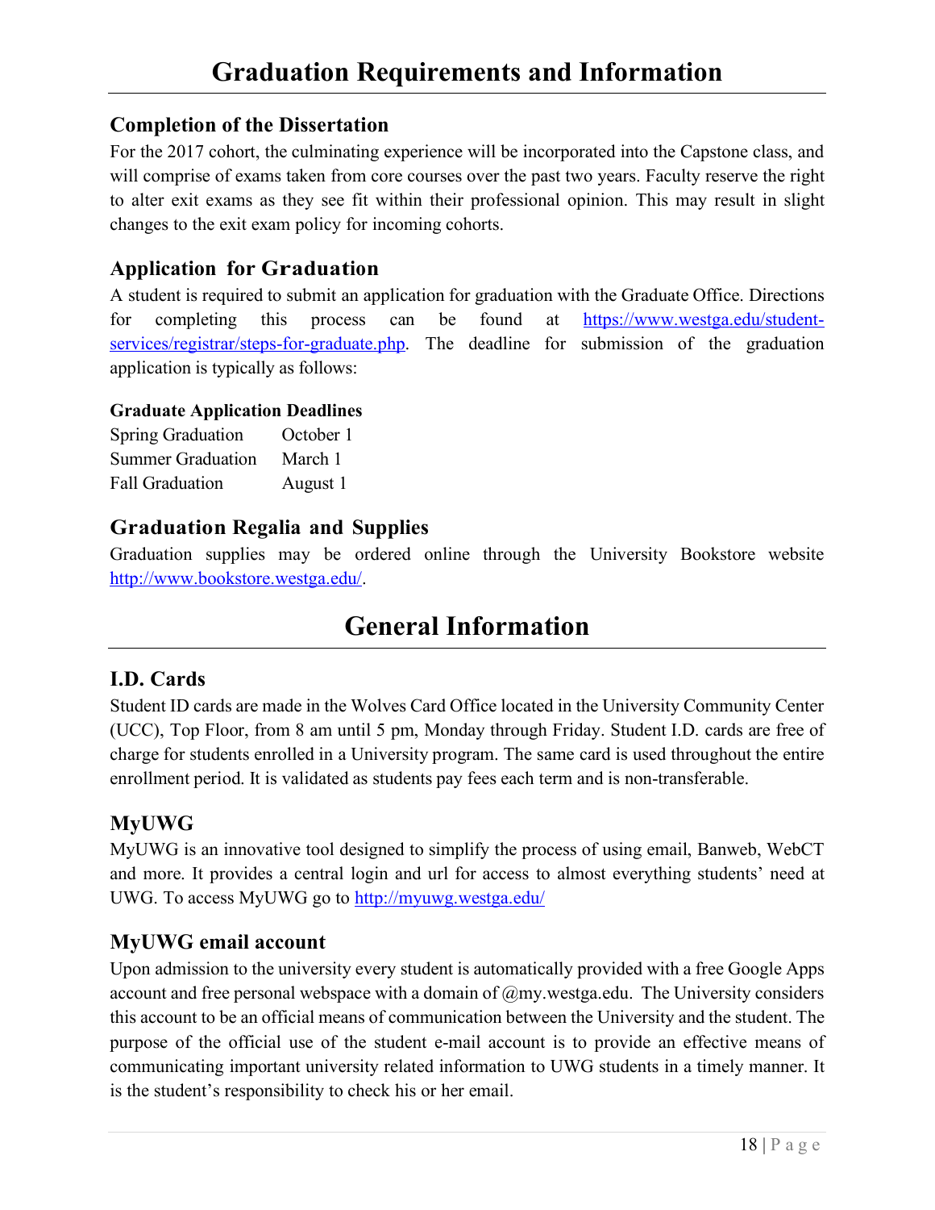# Graduation Requirements and Information

## Completion of the Dissertation

For the 2017 cohort, the culminating experience will be incorporated into the Capstone class, and will comprise of exams taken from core courses over the past two years. Faculty reserve the right to alter exit exams as they see fit within their professional opinion. This may result in slight changes to the exit exam policy for incoming cohorts.

## Application for Graduation

A student is required to submit an application for graduation with the Graduate Office. Directions for completing this process can be found at https://www.westga.edu/student-services/registrar/steps-for-graduate.php. The deadline for submission of the graduation application is typically as follows:

**Graduate Application Deadlines**

| | |
|---|---|
| Spring Graduation | October 1 |
| Summer Graduation | March 1 |
| Fall Graduation | August 1 |

## Graduation Regalia and Supplies

Graduation supplies may be ordered online through the University Bookstore website http://www.bookstore.westga.edu/.

# General Information

## I.D. Cards

Student ID cards are made in the Wolves Card Office located in the University Community Center (UCC), Top Floor, from 8 am until 5 pm, Monday through Friday. Student I.D. cards are free of charge for students enrolled in a University program. The same card is used throughout the entire enrollment period. It is validated as students pay fees each term and is non-transferable.

## MyUWG

MyUWG is an innovative tool designed to simplify the process of using email, Banweb, WebCT and more. It provides a central login and url for access to almost everything students' need at UWG. To access MyUWG go to http://myuwg.westga.edu/

## MyUWG email account

Upon admission to the university every student is automatically provided with a free Google Apps account and free personal webspace with a domain of @my.westga.edu. The University considers this account to be an official means of communication between the University and the student. The purpose of the official use of the student e-mail account is to provide an effective means of communicating important university related information to UWG students in a timely manner. It is the student's responsibility to check his or her email.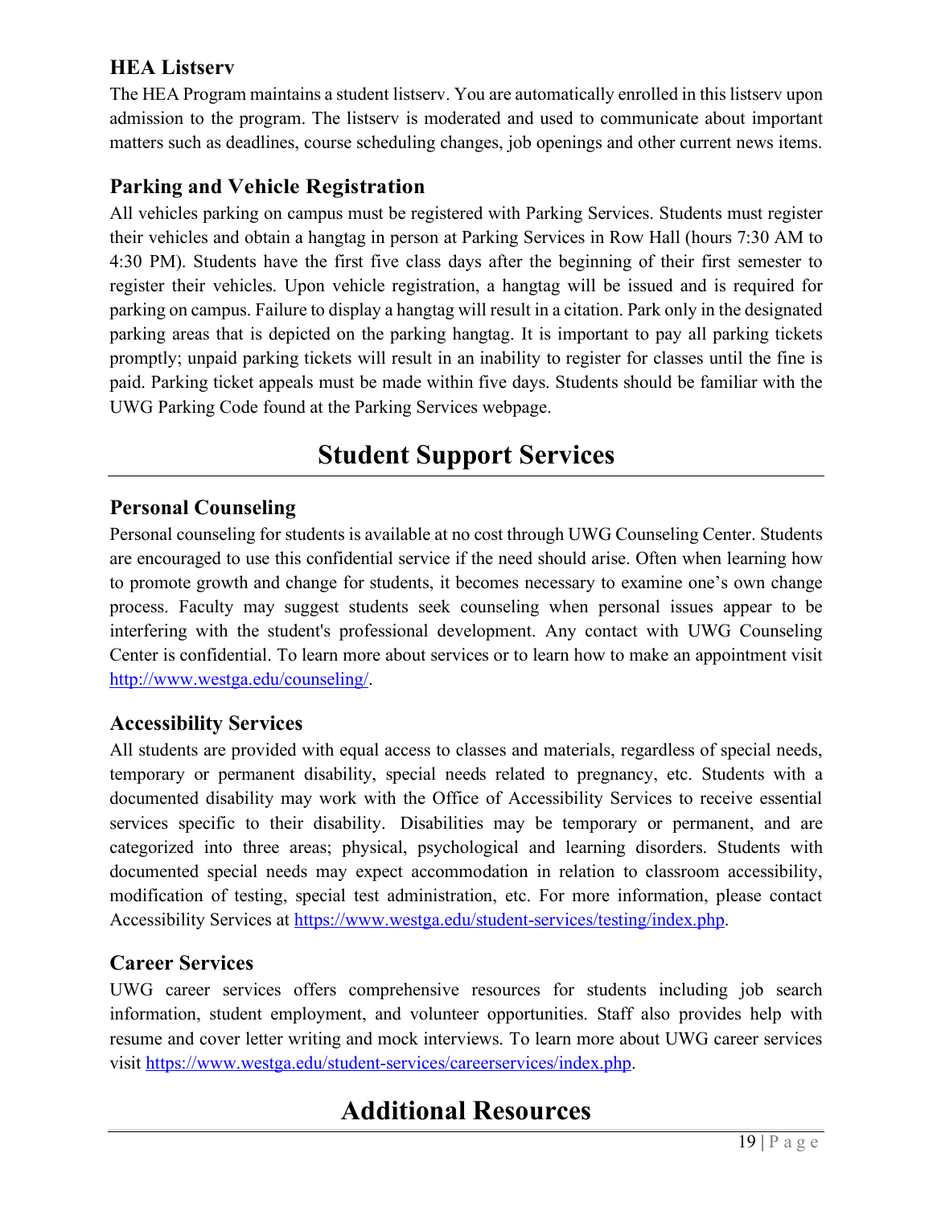### HEA Listserv

The HEA Program maintains a student listserv. You are automatically enrolled in this listserv upon admission to the program. The listserv is moderated and used to communicate about important matters such as deadlines, course scheduling changes, job openings and other current news items.

### Parking and Vehicle Registration

All vehicles parking on campus must be registered with Parking Services. Students must register their vehicles and obtain a hangtag in person at Parking Services in Row Hall (hours 7:30 AM to 4:30 PM). Students have the first five class days after the beginning of their first semester to register their vehicles. Upon vehicle registration, a hangtag will be issued and is required for parking on campus. Failure to display a hangtag will result in a citation. Park only in the designated parking areas that is depicted on the parking hangtag. It is important to pay all parking tickets promptly; unpaid parking tickets will result in an inability to register for classes until the fine is paid. Parking ticket appeals must be made within five days. Students should be familiar with the UWG Parking Code found at the Parking Services webpage.

## Student Support Services

### Personal Counseling

Personal counseling for students is available at no cost through UWG Counseling Center. Students are encouraged to use this confidential service if the need should arise. Often when learning how to promote growth and change for students, it becomes necessary to examine one's own change process. Faculty may suggest students seek counseling when personal issues appear to be interfering with the student's professional development. Any contact with UWG Counseling Center is confidential. To learn more about services or to learn how to make an appointment visit [http://www.westga.edu/counseling/](http://www.westga.edu/counseling/).

### Accessibility Services

All students are provided with equal access to classes and materials, regardless of special needs, temporary or permanent disability, special needs related to pregnancy, etc. Students with a documented disability may work with the Office of Accessibility Services to receive essential services specific to their disability. Disabilities may be temporary or permanent, and are categorized into three areas; physical, psychological and learning disorders. Students with documented special needs may expect accommodation in relation to classroom accessibility, modification of testing, special test administration, etc. For more information, please contact Accessibility Services at [https://www.westga.edu/student-services/testing/index.php](https://www.westga.edu/student-services/testing/index.php).

### Career Services

UWG career services offers comprehensive resources for students including job search information, student employment, and volunteer opportunities. Staff also provides help with resume and cover letter writing and mock interviews. To learn more about UWG career services visit [https://www.westga.edu/student-services/careerservices/index.php](https://www.westga.edu/student-services/careerservices/index.php).

## Additional Resources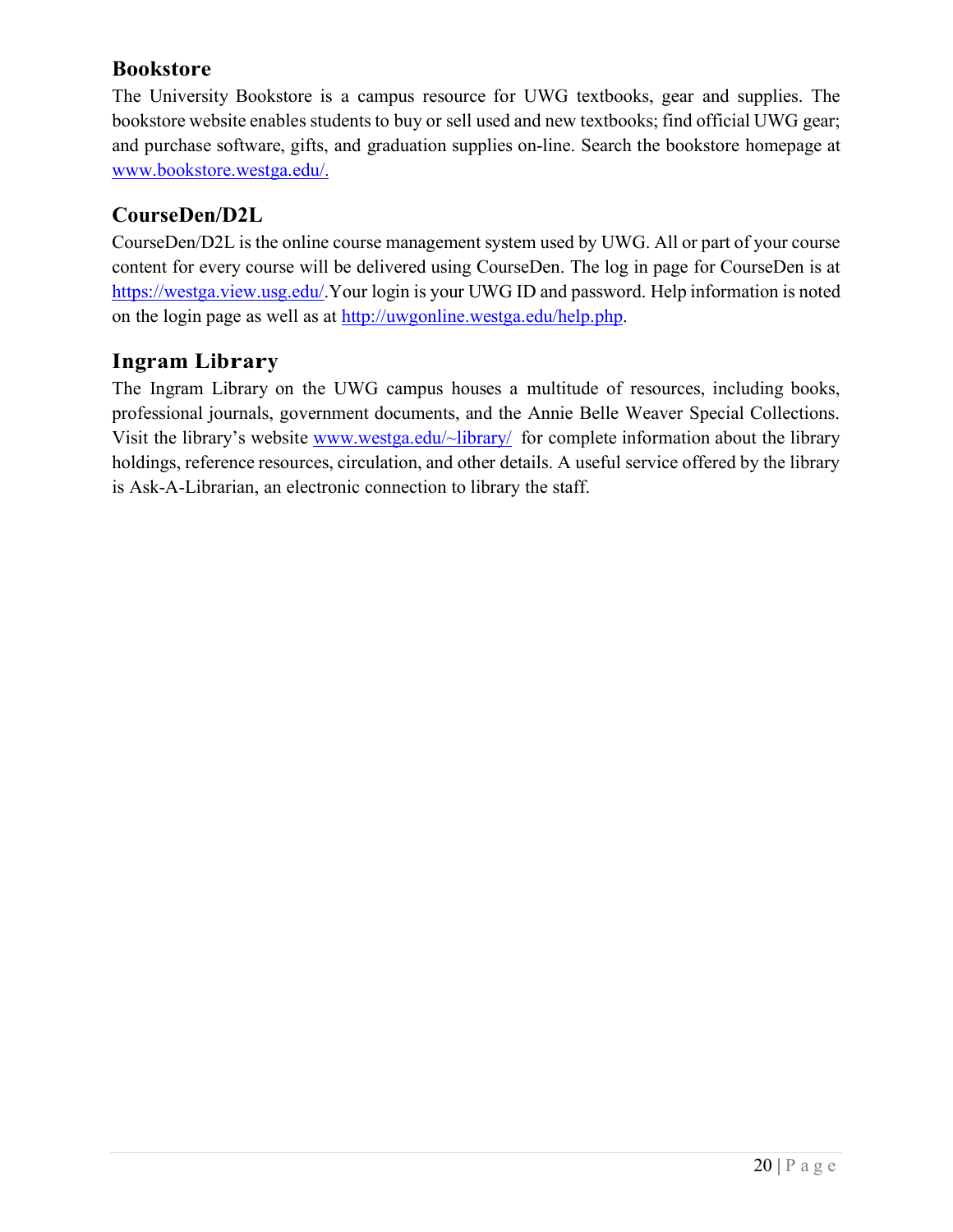## Bookstore

The University Bookstore is a campus resource for UWG textbooks, gear and supplies. The bookstore website enables students to buy or sell used and new textbooks; find official UWG gear; and purchase software, gifts, and graduation supplies on-line. Search the bookstore homepage at www.bookstore.westga.edu/.

## CourseDen/D2L

CourseDen/D2L is the online course management system used by UWG. All or part of your course content for every course will be delivered using CourseDen. The log in page for CourseDen is at https://westga.view.usg.edu/.Your login is your UWG ID and password. Help information is noted on the login page as well as at http://uwgonline.westga.edu/help.php.

## Ingram Library

The Ingram Library on the UWG campus houses a multitude of resources, including books, professional journals, government documents, and the Annie Belle Weaver Special Collections. Visit the library's website www.westga.edu/~library/ for complete information about the library holdings, reference resources, circulation, and other details. A useful service offered by the library is Ask-A-Librarian, an electronic connection to library the staff.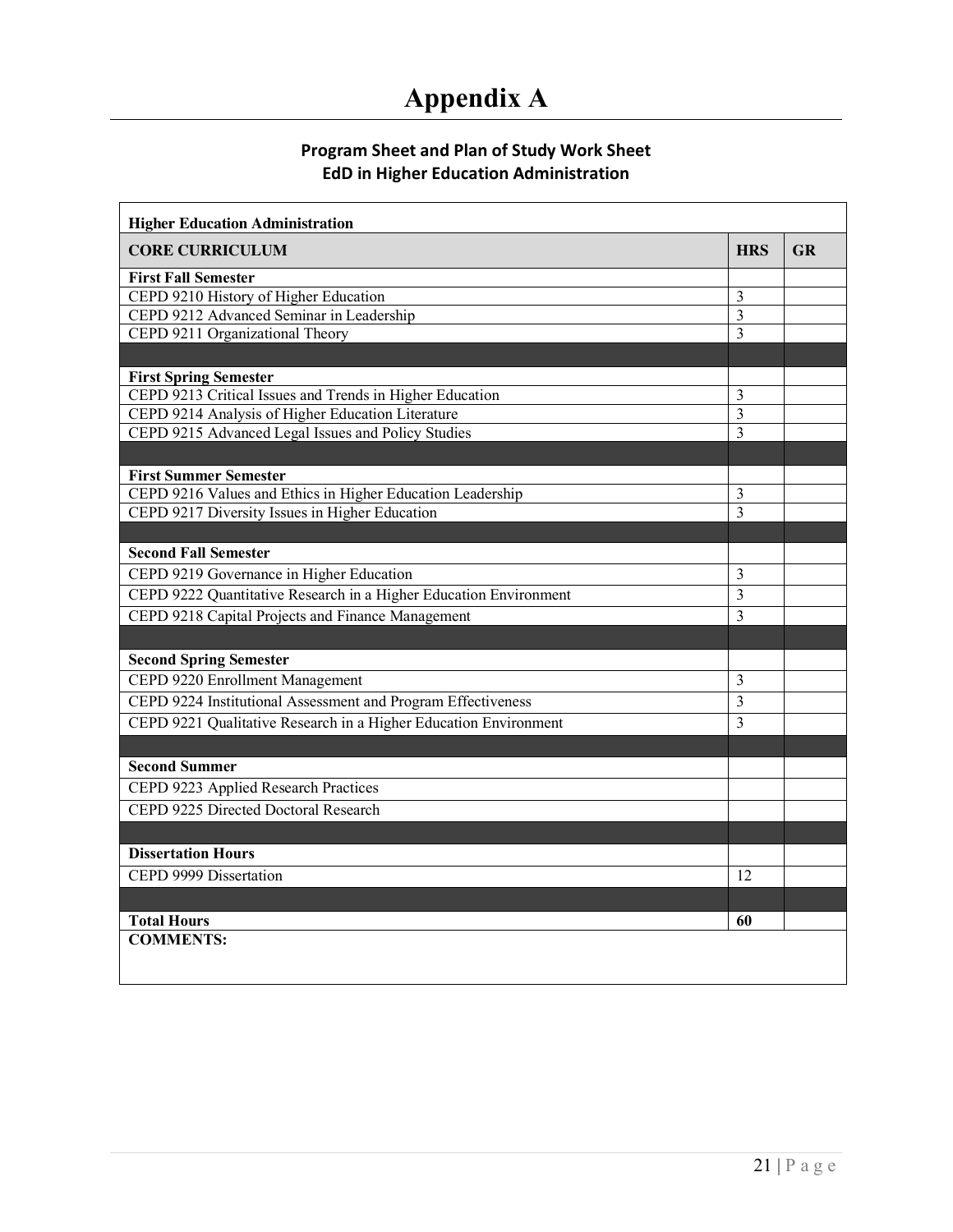# Appendix A

## Program Sheet and Plan of Study Work Sheet
## EdD in Higher Education Administration

| **Higher Education Administration** | | |
|---|---|---|
| **CORE CURRICULUM** | **HRS** | **GR** |
| **First Fall Semester** | | |
| CEPD 9210 History of Higher Education | 3 | |
| CEPD 9212 Advanced Seminar in Leadership | 3 | |
| CEPD 9211 Organizational Theory | 3 | |
| | | |
| **First Spring Semester** | | |
| CEPD 9213 Critical Issues and Trends in Higher Education | 3 | |
| CEPD 9214 Analysis of Higher Education Literature | 3 | |
| CEPD 9215 Advanced Legal Issues and Policy Studies | 3 | |
| | | |
| **First Summer Semester** | | |
| CEPD 9216 Values and Ethics in Higher Education Leadership | 3 | |
| CEPD 9217 Diversity Issues in Higher Education | 3 | |
| | | |
| **Second Fall Semester** | | |
| CEPD 9219 Governance in Higher Education | 3 | |
| CEPD 9222 Quantitative Research in a Higher Education Environment | 3 | |
| CEPD 9218 Capital Projects and Finance Management | 3 | |
| | | |
| **Second Spring Semester** | | |
| CEPD 9220 Enrollment Management | 3 | |
| CEPD 9224 Institutional Assessment and Program Effectiveness | 3 | |
| CEPD 9221 Qualitative Research in a Higher Education Environment | 3 | |
| | | |
| **Second Summer** | | |
| CEPD 9223 Applied Research Practices | | |
| CEPD 9225 Directed Doctoral Research | | |
| | | |
| **Dissertation Hours** | | |
| CEPD 9999 Dissertation | 12 | |
| | | |
| **Total Hours** | **60** | |
| **COMMENTS:** | | |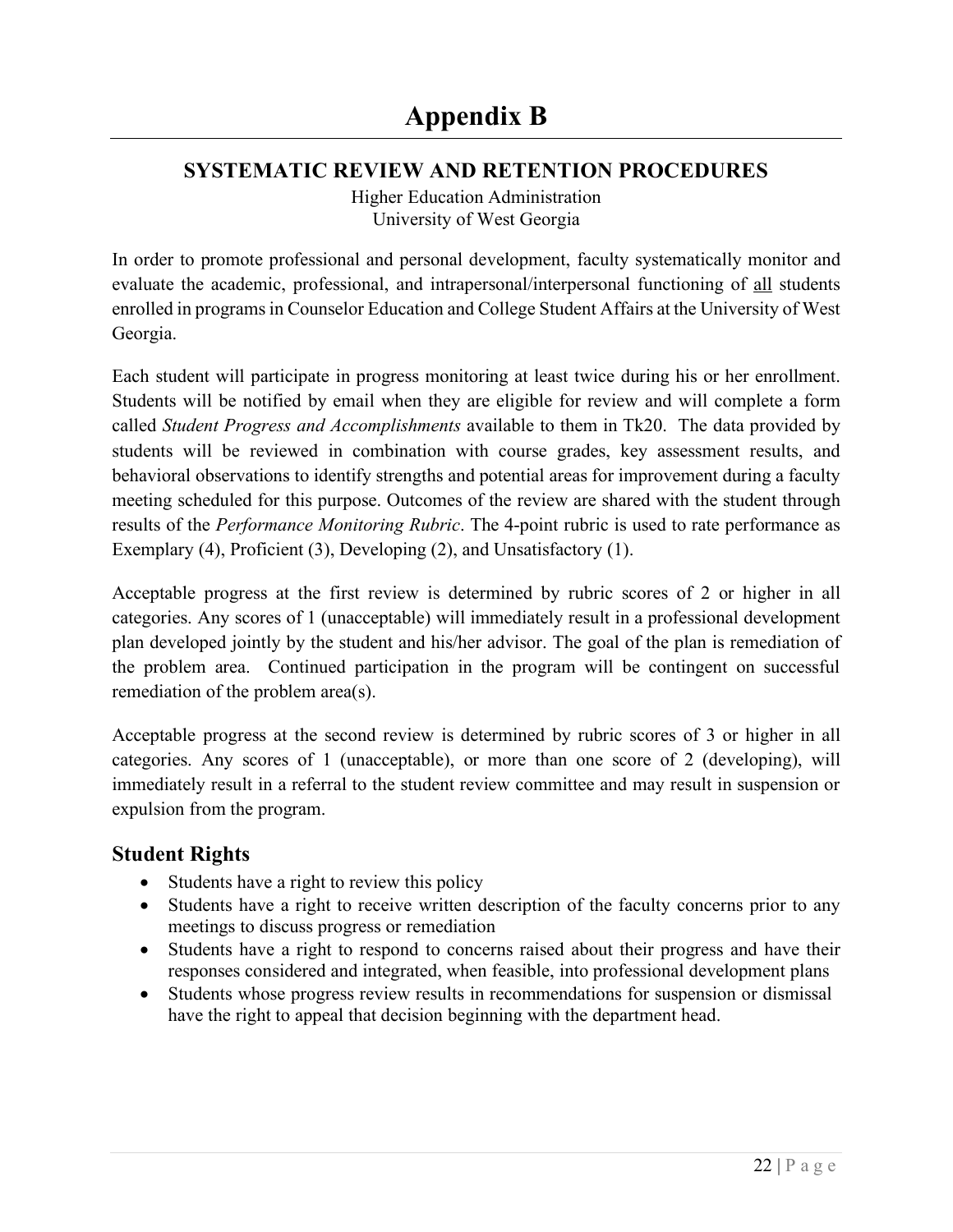# Appendix B

## SYSTEMATIC REVIEW AND RETENTION PROCEDURES

Higher Education Administration
University of West Georgia

In order to promote professional and personal development, faculty systematically monitor and evaluate the academic, professional, and intrapersonal/interpersonal functioning of <u>all</u> students enrolled in programs in Counselor Education and College Student Affairs at the University of West Georgia.

Each student will participate in progress monitoring at least twice during his or her enrollment. Students will be notified by email when they are eligible for review and will complete a form called *Student Progress and Accomplishments* available to them in Tk20. The data provided by students will be reviewed in combination with course grades, key assessment results, and behavioral observations to identify strengths and potential areas for improvement during a faculty meeting scheduled for this purpose. Outcomes of the review are shared with the student through results of the *Performance Monitoring Rubric*. The 4-point rubric is used to rate performance as Exemplary (4), Proficient (3), Developing (2), and Unsatisfactory (1).

Acceptable progress at the first review is determined by rubric scores of 2 or higher in all categories. Any scores of 1 (unacceptable) will immediately result in a professional development plan developed jointly by the student and his/her advisor. The goal of the plan is remediation of the problem area. Continued participation in the program will be contingent on successful remediation of the problem area(s).

Acceptable progress at the second review is determined by rubric scores of 3 or higher in all categories. Any scores of 1 (unacceptable), or more than one score of 2 (developing), will immediately result in a referral to the student review committee and may result in suspension or expulsion from the program.

### Student Rights

- Students have a right to review this policy
- Students have a right to receive written description of the faculty concerns prior to any meetings to discuss progress or remediation
- Students have a right to respond to concerns raised about their progress and have their responses considered and integrated, when feasible, into professional development plans
- Students whose progress review results in recommendations for suspension or dismissal have the right to appeal that decision beginning with the department head.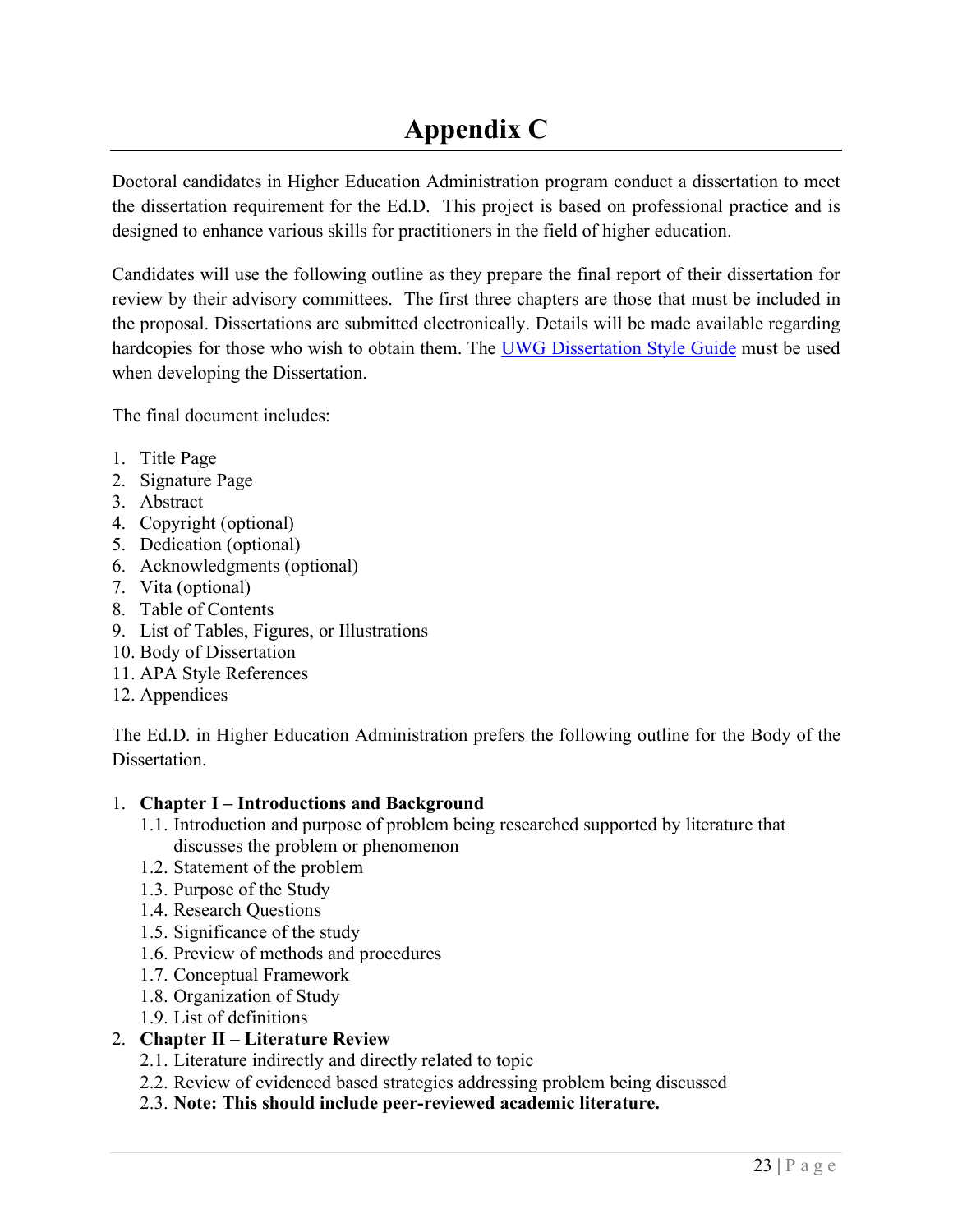# Appendix C

Doctoral candidates in Higher Education Administration program conduct a dissertation to meet the dissertation requirement for the Ed.D. This project is based on professional practice and is designed to enhance various skills for practitioners in the field of higher education.

Candidates will use the following outline as they prepare the final report of their dissertation for review by their advisory committees. The first three chapters are those that must be included in the proposal. Dissertations are submitted electronically. Details will be made available regarding hardcopies for those who wish to obtain them. The UWG Dissertation Style Guide must be used when developing the Dissertation.

The final document includes:

1. Title Page
2. Signature Page
3. Abstract
4. Copyright (optional)
5. Dedication (optional)
6. Acknowledgments (optional)
7. Vita (optional)
8. Table of Contents
9. List of Tables, Figures, or Illustrations
10. Body of Dissertation
11. APA Style References
12. Appendices

The Ed.D. in Higher Education Administration prefers the following outline for the Body of the Dissertation.

1. **Chapter I – Introductions and Background**
   1.1. Introduction and purpose of problem being researched supported by literature that discusses the problem or phenomenon
   1.2. Statement of the problem
   1.3. Purpose of the Study
   1.4. Research Questions
   1.5. Significance of the study
   1.6. Preview of methods and procedures
   1.7. Conceptual Framework
   1.8. Organization of Study
   1.9. List of definitions
2. **Chapter II – Literature Review**
   2.1. Literature indirectly and directly related to topic
   2.2. Review of evidenced based strategies addressing problem being discussed
   2.3. **Note: This should include peer-reviewed academic literature.**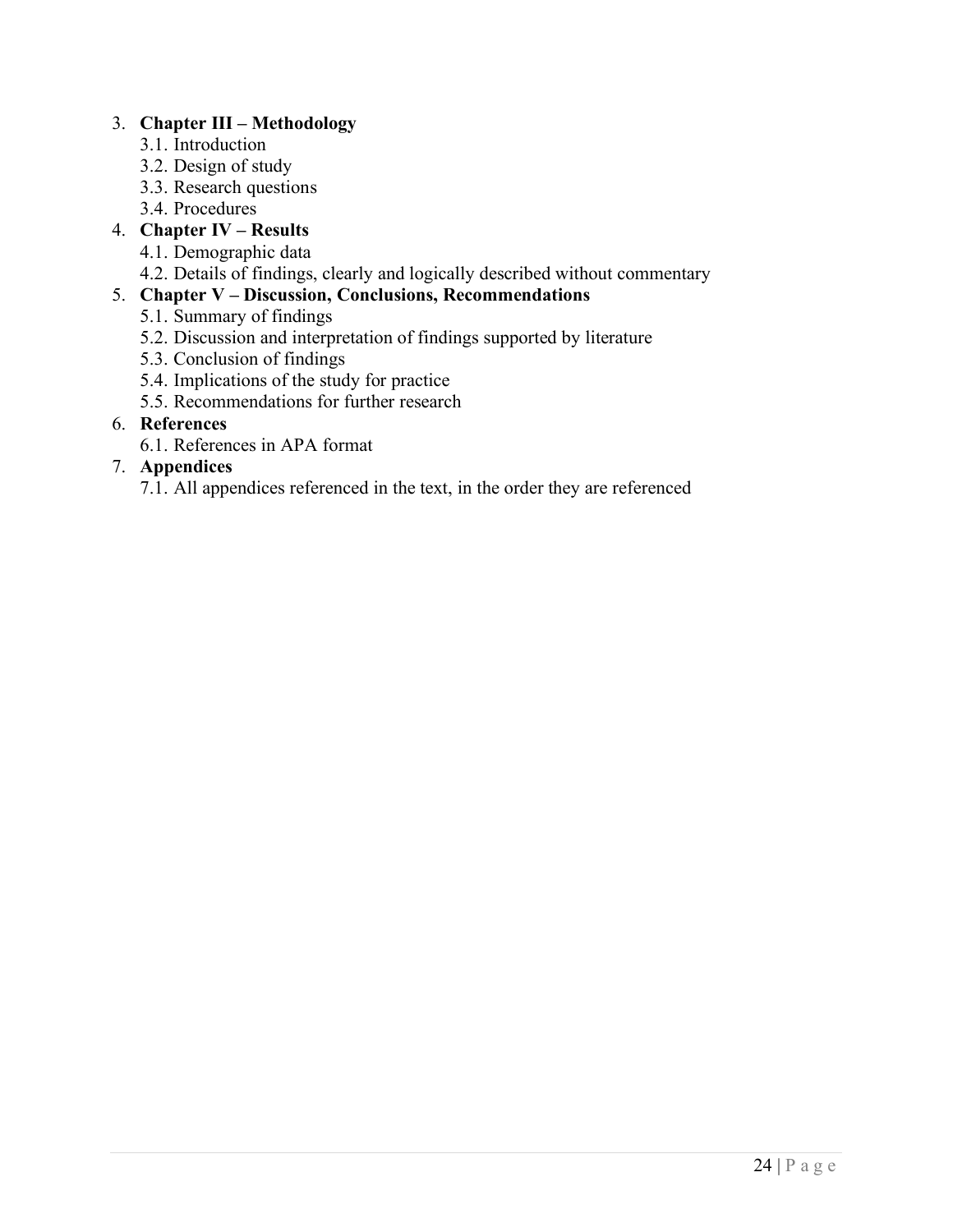3. **Chapter III – Methodology**
   3.1. Introduction
   3.2. Design of study
   3.3. Research questions
   3.4. Procedures
4. **Chapter IV – Results**
   4.1. Demographic data
   4.2. Details of findings, clearly and logically described without commentary
5. **Chapter V – Discussion, Conclusions, Recommendations**
   5.1. Summary of findings
   5.2. Discussion and interpretation of findings supported by literature
   5.3. Conclusion of findings
   5.4. Implications of the study for practice
   5.5. Recommendations for further research
6. **References**
   6.1. References in APA format
7. **Appendices**
   7.1. All appendices referenced in the text, in the order they are referenced